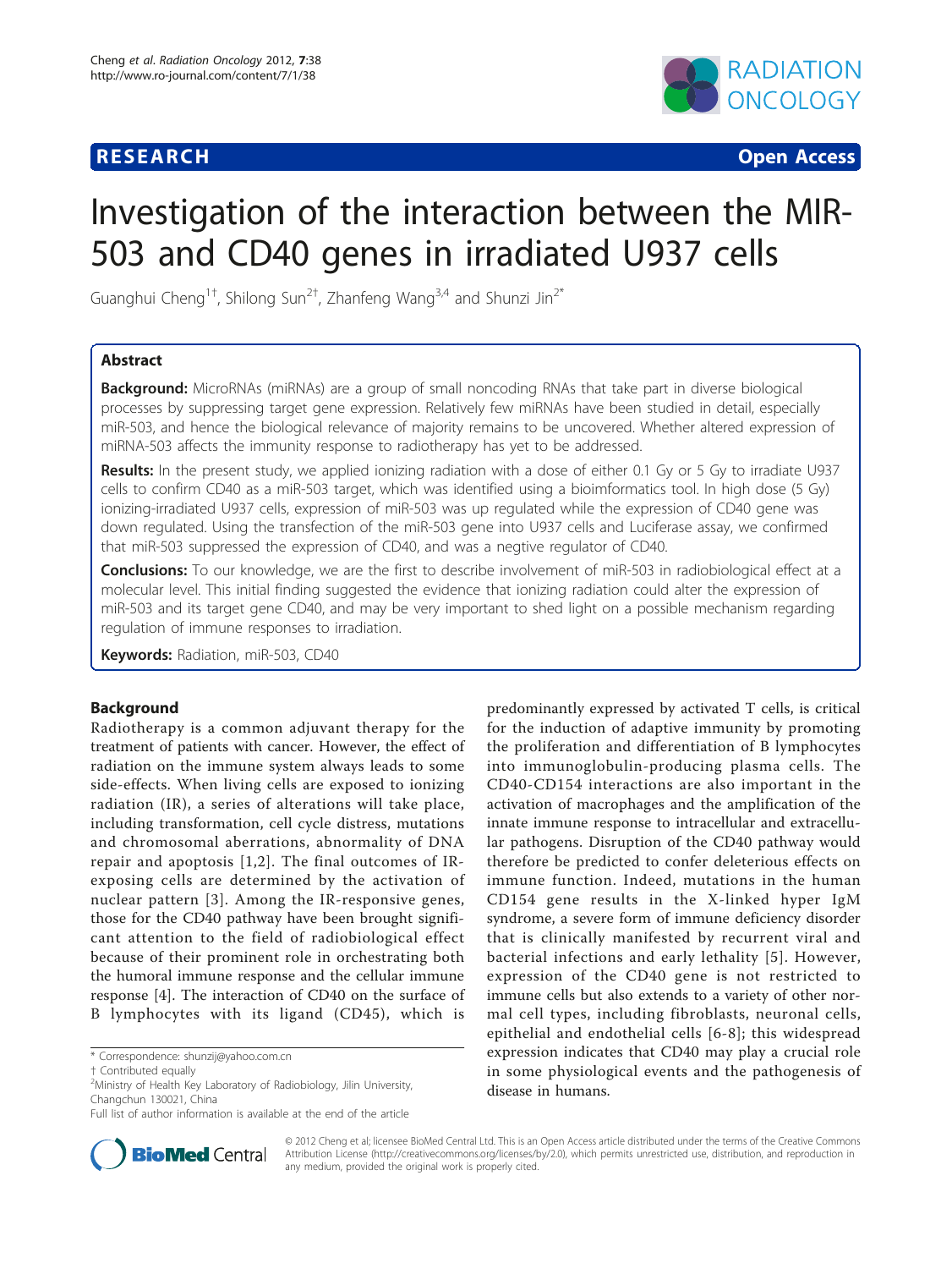# Investigation of the interaction between the MIR-503 and CD40 genes in irradiated U937 cells

Guanghui Cheng[1†], Shilong Sun[2†], Zhanfeng Wang[3,4] and Shunzi Jin[2*]

## Abstract

**Background:** MicroRNAs (miRNAs) are a group of small noncoding RNAs that take part in diverse biological processes by suppressing target gene expression. Relatively few miRNAs have been studied in detail, especially miR-503, and hence the biological relevance of majority remains to be uncovered. Whether altered expression of miRNA-503 affects the immunity response to radiotherapy has yet to be addressed.

**Results:** In the present study, we applied ionizing radiation with a dose of either 0.1 Gy or 5 Gy to irradiate U937 cells to confirm CD40 as a miR-503 target, which was identified using a bioimformatics tool. In high dose (5 Gy) ionizing-irradiated U937 cells, expression of miR-503 was up regulated while the expression of CD40 gene was down regulated. Using the transfection of the miR-503 gene into U937 cells and Luciferase assay, we confirmed that miR-503 suppressed the expression of CD40, and was a negtive regulator of CD40.

**Conclusions:** To our knowledge, we are the first to describe involvement of miR-503 in radiobiological effect at a molecular level. This initial finding suggested the evidence that ionizing radiation could alter the expression of miR-503 and its target gene CD40, and may be very important to shed light on a possible mechanism regarding regulation of immune responses to irradiation.

**Keywords:** Radiation, miR-503, CD40

## Background

Radiotherapy is a common adjuvant therapy for the treatment of patients with cancer. However, the effect of radiation on the immune system always leads to some side-effects. When living cells are exposed to ionizing radiation (IR), a series of alterations will take place, including transformation, cell cycle distress, mutations and chromosomal aberrations, abnormality of DNA repair and apoptosis [1,2]. The final outcomes of IR-exposing cells are determined by the activation of nuclear pattern [3]. Among the IR-responsive genes, those for the CD40 pathway have been brought significant attention to the field of radiobiological effect because of their prominent role in orchestrating both the humoral immune response and the cellular immune response [4]. The interaction of CD40 on the surface of B lymphocytes with its ligand (CD45), which is predominantly expressed by activated T cells, is critical for the induction of adaptive immunity by promoting the proliferation and differentiation of B lymphocytes into immunoglobulin-producing plasma cells. The CD40-CD154 interactions are also important in the activation of macrophages and the amplification of the innate immune response to intracellular and extracellular pathogens. Disruption of the CD40 pathway would therefore be predicted to confer deleterious effects on immune function. Indeed, mutations in the human CD154 gene results in the X-linked hyper IgM syndrome, a severe form of immune deficiency disorder that is clinically manifested by recurrent viral and bacterial infections and early lethality [5]. However, expression of the CD40 gene is not restricted to immune cells but also extends to a variety of other normal cell types, including fibroblasts, neuronal cells, epithelial and endothelial cells [6-8]; this widespread expression indicates that CD40 may play a crucial role in some physiological events and the pathogenesis of disease in humans.

\* Correspondence: shunzij@yahoo.com.cn
† Contributed equally
[2]Ministry of Health Key Laboratory of Radiobiology, Jilin University, Changchun 130021, China
Full list of author information is available at the end of the article

© 2012 Cheng et al; licensee BioMed Central Ltd. This is an Open Access article distributed under the terms of the Creative Commons Attribution License (http://creativecommons.org/licenses/by/2.0), which permits unrestricted use, distribution, and reproduction in any medium, provided the original work is properly cited.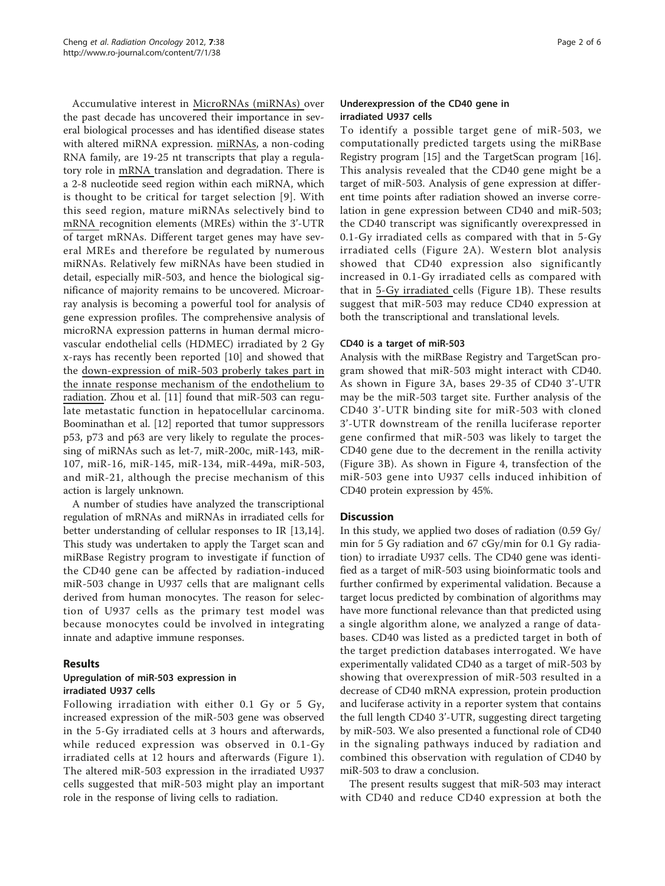Accumulative interest in MicroRNAs (miRNAs) over the past decade has uncovered their importance in several biological processes and has identified disease states with altered miRNA expression. miRNAs, a non-coding RNA family, are 19-25 nt transcripts that play a regulatory role in mRNA translation and degradation. There is a 2-8 nucleotide seed region within each miRNA, which is thought to be critical for target selection [9]. With this seed region, mature miRNAs selectively bind to mRNA recognition elements (MREs) within the 3'-UTR of target mRNAs. Different target genes may have several MREs and therefore be regulated by numerous miRNAs. Relatively few miRNAs have been studied in detail, especially miR-503, and hence the biological significance of majority remains to be uncovered. Microarray analysis is becoming a powerful tool for analysis of gene expression profiles. The comprehensive analysis of microRNA expression patterns in human dermal microvascular endothelial cells (HDMEC) irradiated by 2 Gy x-rays has recently been reported [10] and showed that the down-expression of miR-503 proberly takes part in the innate response mechanism of the endothelium to radiation. Zhou et al. [11] found that miR-503 can regulate metastatic function in hepatocellular carcinoma. Boominathan et al. [12] reported that tumor suppressors p53, p73 and p63 are very likely to regulate the processing of miRNAs such as let-7, miR-200c, miR-143, miR-107, miR-16, miR-145, miR-134, miR-449a, miR-503, and miR-21, although the precise mechanism of this action is largely unknown.

A number of studies have analyzed the transcriptional regulation of mRNAs and miRNAs in irradiated cells for better understanding of cellular responses to IR [13,14]. This study was undertaken to apply the Target scan and miRBase Registry program to investigate if function of the CD40 gene can be affected by radiation-induced miR-503 change in U937 cells that are malignant cells derived from human monocytes. The reason for selection of U937 cells as the primary test model was because monocytes could be involved in integrating innate and adaptive immune responses.

## Results

### Upregulation of miR-503 expression in irradiated U937 cells

Following irradiation with either 0.1 Gy or 5 Gy, increased expression of the miR-503 gene was observed in the 5-Gy irradiated cells at 3 hours and afterwards, while reduced expression was observed in 0.1-Gy irradiated cells at 12 hours and afterwards (Figure 1). The altered miR-503 expression in the irradiated U937 cells suggested that miR-503 might play an important role in the response of living cells to radiation.

### Underexpression of the CD40 gene in irradiated U937 cells

To identify a possible target gene of miR-503, we computationally predicted targets using the miRBase Registry program [15] and the TargetScan program [16]. This analysis revealed that the CD40 gene might be a target of miR-503. Analysis of gene expression at different time points after radiation showed an inverse correlation in gene expression between CD40 and miR-503; the CD40 transcript was significantly overexpressed in 0.1-Gy irradiated cells as compared with that in 5-Gy irradiated cells (Figure 2A). Western blot analysis showed that CD40 expression also significantly increased in 0.1-Gy irradiated cells as compared with that in 5-Gy irradiated cells (Figure 1B). These results suggest that miR-503 may reduce CD40 expression at both the transcriptional and translational levels.

### CD40 is a target of miR-503

Analysis with the miRBase Registry and TargetScan program showed that miR-503 might interact with CD40. As shown in Figure 3A, bases 29-35 of CD40 3'-UTR may be the miR-503 target site. Further analysis of the CD40 3'-UTR binding site for miR-503 with cloned 3'-UTR downstream of the renilla luciferase reporter gene confirmed that miR-503 was likely to target the CD40 gene due to the decrement in the renilla activity (Figure 3B). As shown in Figure 4, transfection of the miR-503 gene into U937 cells induced inhibition of CD40 protein expression by 45%.

## Discussion

In this study, we applied two doses of radiation (0.59 Gy/min for 5 Gy radiation and 67 cGy/min for 0.1 Gy radiation) to irradiate U937 cells. The CD40 gene was identified as a target of miR-503 using bioinformatic tools and further confirmed by experimental validation. Because a target locus predicted by combination of algorithms may have more functional relevance than that predicted using a single algorithm alone, we analyzed a range of databases. CD40 was listed as a predicted target in both of the target prediction databases interrogated. We have experimentally validated CD40 as a target of miR-503 by showing that overexpression of miR-503 resulted in a decrease of CD40 mRNA expression, protein production and luciferase activity in a reporter system that contains the full length CD40 3'-UTR, suggesting direct targeting by miR-503. We also presented a functional role of CD40 in the signaling pathways induced by radiation and combined this observation with regulation of CD40 by miR-503 to draw a conclusion.

The present results suggest that miR-503 may interact with CD40 and reduce CD40 expression at both the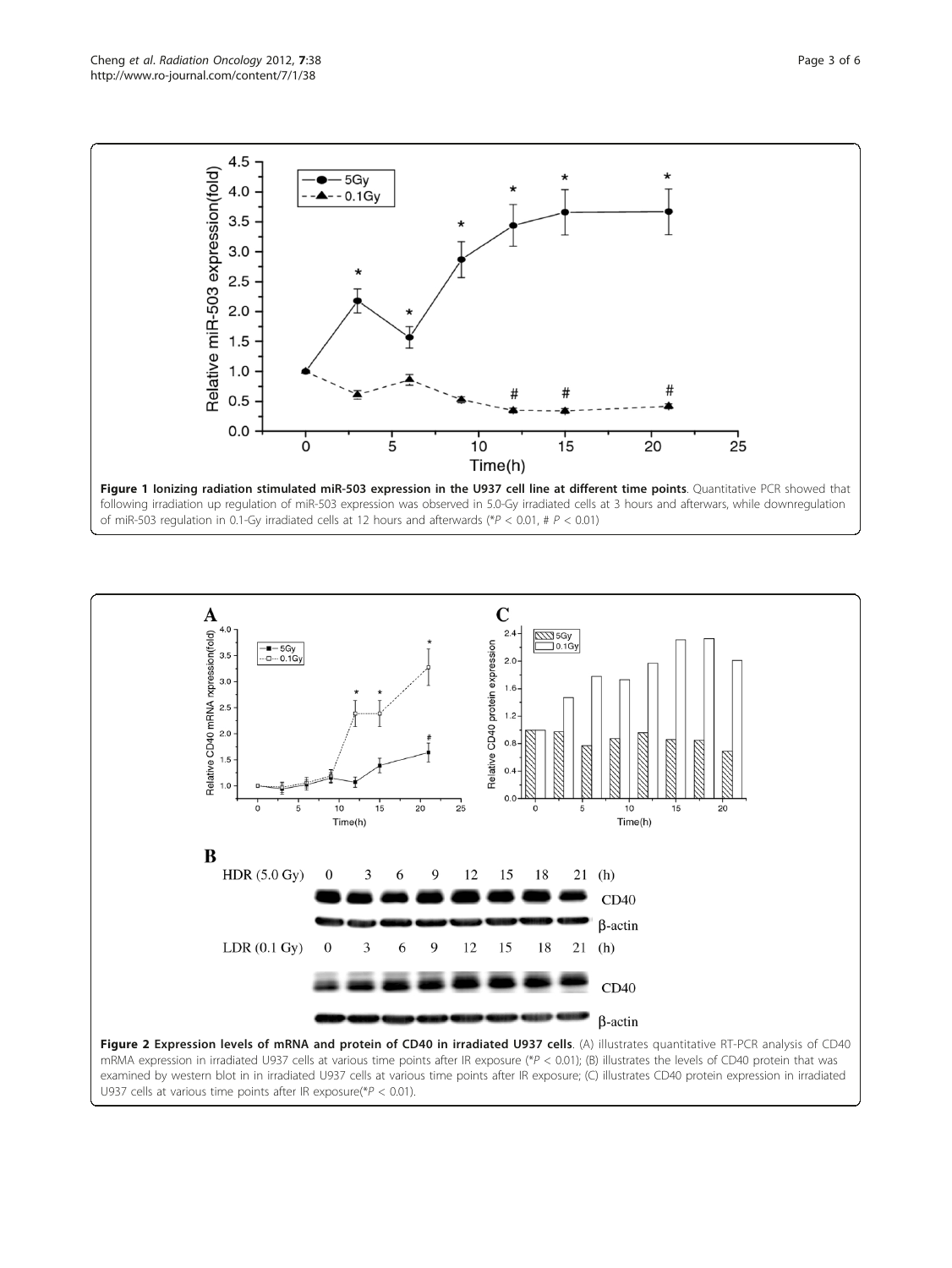**Figure 1 Ionizing radiation stimulated miR-503 expression in the U937 cell line at different time points**. Quantitative PCR showed that following irradiation up regulation of miR-503 expression was observed in 5.0-Gy irradiated cells at 3 hours and afterwars, while downregulation of miR-503 regulation in 0.1-Gy irradiated cells at 12 hours and afterwards (* $P < 0.01$, # $P < 0.01$)

**Figure 2 Expression levels of mRNA and protein of CD40 in irradiated U937 cells**. (A) illustrates quantitative RT-PCR analysis of CD40 mRMA expression in irradiated U937 cells at various time points after IR exposure (* $P < 0.01$); (B) illustrates the levels of CD40 protein that was examined by western blot in in irradiated U937 cells at various time points after IR exposure; (C) illustrates CD40 protein expression in irradiated U937 cells at various time points after IR exposure(* $P < 0.01$).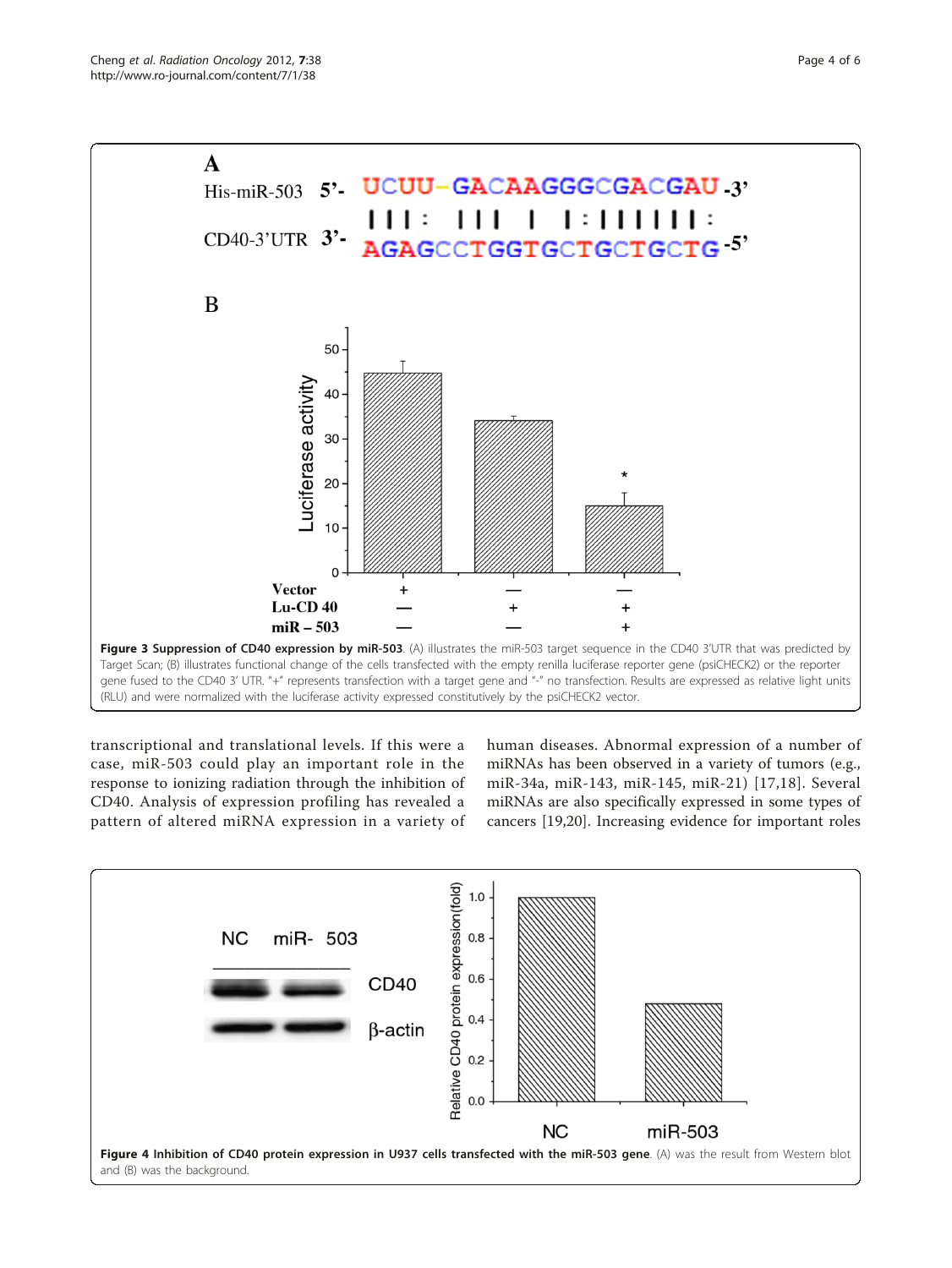**Figure 3 Suppression of CD40 expression by miR-503**. (A) illustrates the miR-503 target sequence in the CD40 3'UTR that was predicted by Target Scan; (B) illustrates functional change of the cells transfected with the empty renilla luciferase reporter gene (psiCHECK2) or the reporter gene fused to the CD40 3' UTR. "+" represents transfection with a target gene and "-" no transfection. Results are expressed as relative light units (RLU) and were normalized with the luciferase activity expressed constitutively by the psiCHECK2 vector.

transcriptional and translational levels. If this were a case, miR-503 could play an important role in the response to ionizing radiation through the inhibition of CD40. Analysis of expression profiling has revealed a pattern of altered miRNA expression in a variety of human diseases. Abnormal expression of a number of miRNAs has been observed in a variety of tumors (e.g., miR-34a, miR-143, miR-145, miR-21) [17,18]. Several miRNAs are also specifically expressed in some types of cancers [19,20]. Increasing evidence for important roles

**Figure 4 Inhibition of CD40 protein expression in U937 cells transfected with the miR-503 gene**. (A) was the result from Western blot and (B) was the background.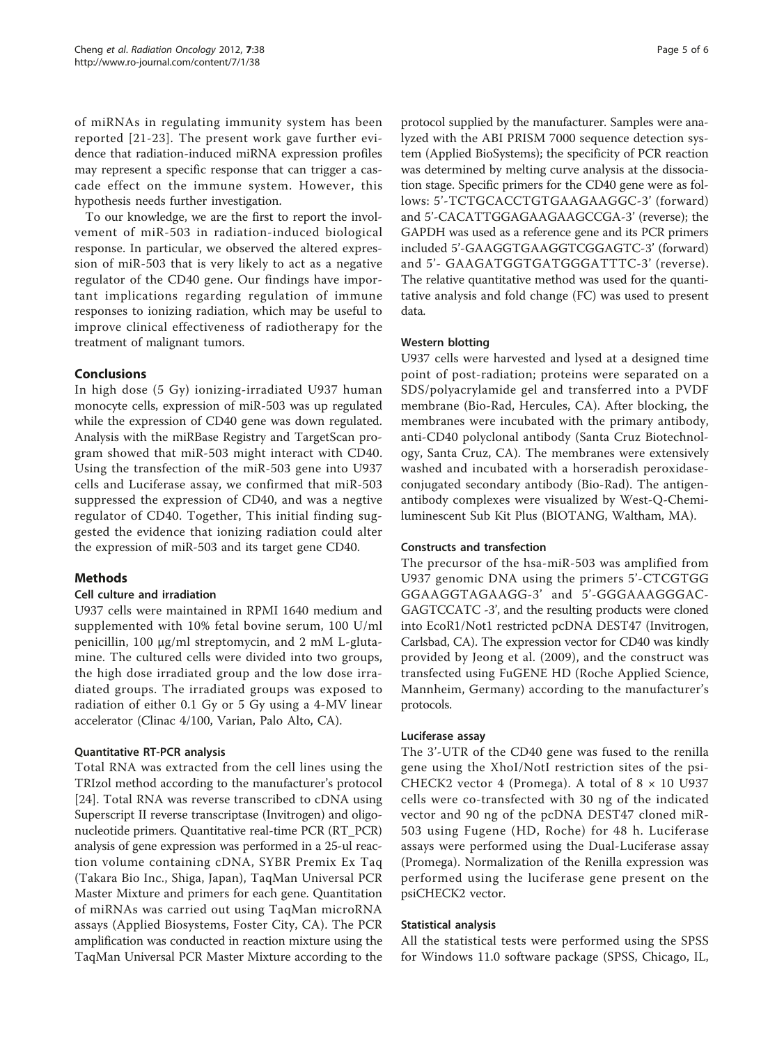of miRNAs in regulating immunity system has been reported [21-23]. The present work gave further evidence that radiation-induced miRNA expression profiles may represent a specific response that can trigger a cascade effect on the immune system. However, this hypothesis needs further investigation.

To our knowledge, we are the first to report the involvement of miR-503 in radiation-induced biological response. In particular, we observed the altered expression of miR-503 that is very likely to act as a negative regulator of the CD40 gene. Our findings have important implications regarding regulation of immune responses to ionizing radiation, which may be useful to improve clinical effectiveness of radiotherapy for the treatment of malignant tumors.

## Conclusions

In high dose (5 Gy) ionizing-irradiated U937 human monocyte cells, expression of miR-503 was up regulated while the expression of CD40 gene was down regulated. Analysis with the miRBase Registry and TargetScan program showed that miR-503 might interact with CD40. Using the transfection of the miR-503 gene into U937 cells and Luciferase assay, we confirmed that miR-503 suppressed the expression of CD40, and was a negtive regulator of CD40. Together, This initial finding suggested the evidence that ionizing radiation could alter the expression of miR-503 and its target gene CD40.

## Methods

### Cell culture and irradiation

U937 cells were maintained in RPMI 1640 medium and supplemented with 10% fetal bovine serum, 100 U/ml penicillin, 100 μg/ml streptomycin, and 2 mM L-glutamine. The cultured cells were divided into two groups, the high dose irradiated group and the low dose irradiated groups. The irradiated groups was exposed to radiation of either 0.1 Gy or 5 Gy using a 4-MV linear accelerator (Clinac 4/100, Varian, Palo Alto, CA).

### Quantitative RT-PCR analysis

Total RNA was extracted from the cell lines using the TRIzol method according to the manufacturer's protocol [24]. Total RNA was reverse transcribed to cDNA using Superscript II reverse transcriptase (Invitrogen) and oligonucleotide primers. Quantitative real-time PCR (RT_PCR) analysis of gene expression was performed in a 25-ul reaction volume containing cDNA, SYBR Premix Ex Taq (Takara Bio Inc., Shiga, Japan), TaqMan Universal PCR Master Mixture and primers for each gene. Quantitation of miRNAs was carried out using TaqMan microRNA assays (Applied Biosystems, Foster City, CA). The PCR amplification was conducted in reaction mixture using the TaqMan Universal PCR Master Mixture according to the protocol supplied by the manufacturer. Samples were analyzed with the ABI PRISM 7000 sequence detection system (Applied BioSystems); the specificity of PCR reaction was determined by melting curve analysis at the dissociation stage. Specific primers for the CD40 gene were as follows: 5'-TCTGCACCTGTGAAGAAGGC-3' (forward) and 5'-CACATTGGAGAAGAAGCCGA-3' (reverse); the GAPDH was used as a reference gene and its PCR primers included 5'-GAAGGTGAAGGTCGGAGTC-3' (forward) and 5'- GAAGATGGTGATGGGATTTC-3' (reverse). The relative quantitative method was used for the quantitative analysis and fold change (FC) was used to present data.

### Western blotting

U937 cells were harvested and lysed at a designed time point of post-radiation; proteins were separated on a SDS/polyacrylamide gel and transferred into a PVDF membrane (Bio-Rad, Hercules, CA). After blocking, the membranes were incubated with the primary antibody, anti-CD40 polyclonal antibody (Santa Cruz Biotechnology, Santa Cruz, CA). The membranes were extensively washed and incubated with a horseradish peroxidase-conjugated secondary antibody (Bio-Rad). The antigen-antibody complexes were visualized by West-Q-Chemiluminescent Sub Kit Plus (BIOTANG, Waltham, MA).

### Constructs and transfection

The precursor of the hsa-miR-503 was amplified from U937 genomic DNA using the primers 5'-CTCGTGG GGAAGGTAGAAGG-3' and 5'-GGGAAAGGGAC-GAGTCCATC -3', and the resulting products were cloned into EcoR1/Not1 restricted pcDNA DEST47 (Invitrogen, Carlsbad, CA). The expression vector for CD40 was kindly provided by Jeong et al. (2009), and the construct was transfected using FuGENE HD (Roche Applied Science, Mannheim, Germany) according to the manufacturer's protocols.

### Luciferase assay

The 3'-UTR of the CD40 gene was fused to the renilla gene using the XhoI/NotI restriction sites of the psi-CHECK2 vector 4 (Promega). A total of 8 × 10 U937 cells were co-transfected with 30 ng of the indicated vector and 90 ng of the pcDNA DEST47 cloned miR-503 using Fugene (HD, Roche) for 48 h. Luciferase assays were performed using the Dual-Luciferase assay (Promega). Normalization of the Renilla expression was performed using the luciferase gene present on the psiCHECK2 vector.

### Statistical analysis

All the statistical tests were performed using the SPSS for Windows 11.0 software package (SPSS, Chicago, IL,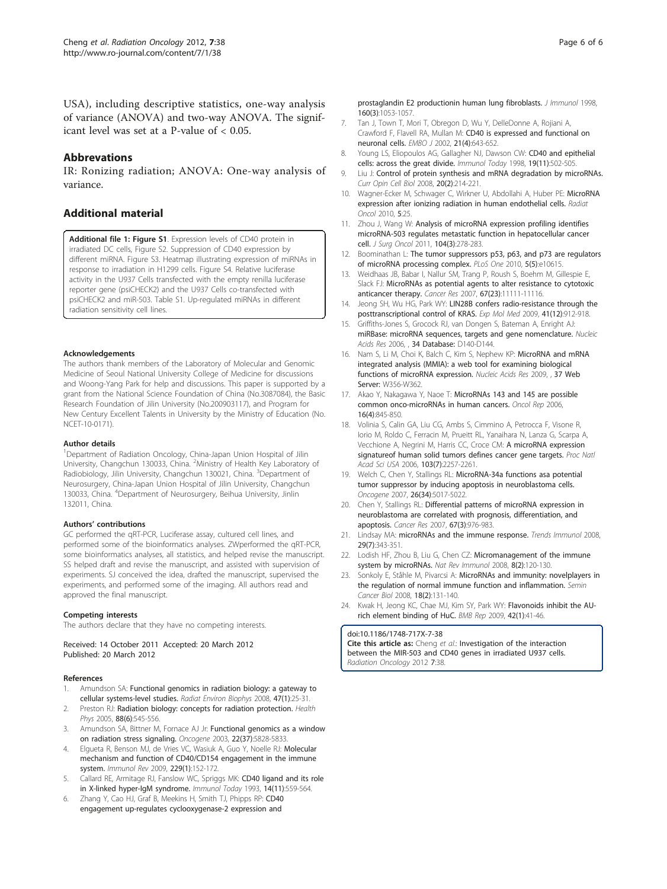USA), including descriptive statistics, one-way analysis of variance (ANOVA) and two-way ANOVA. The significant level was set at a P-value of < 0.05.

## Abbrevations

IR: Ronizing radiation; ANOVA: One-way analysis of variance.

## Additional material

**Additional file 1: Figure S1**. Expression levels of CD40 protein in irradiated DC cells, Figure S2. Suppression of CD40 expression by different miRNA. Figure S3. Heatmap illustrating expression of miRNAs in response to irradiation in H1299 cells. Figure S4. Relative luciferase activity in the U937 Cells transfected with the empty renilla luciferase reporter gene (psiCHECK2) and the U937 Cells co-transfected with psiCHECK2 and miR-503. Table S1. Up-regulated miRNAs in different radiation sensitivity cell lines.

#### Acknowledgements

The authors thank members of the Laboratory of Molecular and Genomic Medicine of Seoul National University College of Medicine for discussions and Woong-Yang Park for help and discussions. This paper is supported by a grant from the National Science Foundation of China (No.3087084), the Basic Research Foundation of Jilin University (No.200903117), and Program for New Century Excellent Talents in University by the Ministry of Education (No. NCET-10-0171).

#### Author details

[1]Department of Radiation Oncology, China-Japan Union Hospital of Jilin University, Changchun 130033, China. [2]Ministry of Health Key Laboratory of Radiobiology, Jilin University, Changchun 130021, China. [3]Department of Neurosurgery, China-Japan Union Hospital of Jilin University, Changchun 130033, China. [4]Department of Neurosurgery, Beihua University, Jinlin 132011, China.

#### Authors' contributions

GC performed the qRT-PCR, Luciferase assay, cultured cell lines, and performed some of the bioinformatics analyses. ZWperformed the qRT-PCR, some bioinformatics analyses, all statistics, and helped revise the manuscript. SS helped draft and revise the manuscript, and assisted with supervision of experiments. SJ conceived the idea, drafted the manuscript, supervised the experiments, and performed some of the imaging. All authors read and approved the final manuscript.

#### Competing interests

The authors declare that they have no competing interests.

Received: 14 October 2011 Accepted: 20 March 2012
Published: 20 March 2012

#### References

1. Amundson SA: Functional genomics in radiation biology: a gateway to cellular systems-level studies. *Radiat Environ Biophys* 2008, 47(1):25-31.
2. Preston RJ: Radiation biology: concepts for radiation protection. *Health Phys* 2005, 88(6):545-556.
3. Amundson SA, Bittner M, Fornace AJ Jr: Functional genomics as a window on radiation stress signaling. *Oncogene* 2003, 22(37):5828-5833.
4. Elgueta R, Benson MJ, de Vries VC, Wasiuk A, Guo Y, Noelle RJ: Molecular mechanism and function of CD40/CD154 engagement in the immune system. *Immunol Rev* 2009, 229(1):152-172.
5. Callard RE, Armitage RJ, Fanslow WC, Spriggs MK: CD40 ligand and its role in X-linked hyper-IgM syndrome. *Immunol Today* 1993, 14(11):559-564.
6. Zhang Y, Cao HJ, Graf B, Meekins H, Smith TJ, Phipps RP: CD40 engagement up-regulates cyclooxygenase-2 expression and prostaglandin E2 productionin human lung fibroblasts. *J Immunol* 1998, 160(3):1053-1057.
7. Tan J, Town T, Mori T, Obregon D, Wu Y, DelleDonne A, Rojiani A, Crawford F, Flavell RA, Mullan M: CD40 is expressed and functional on neuronal cells. *EMBO J* 2002, 21(4):643-652.
8. Young LS, Eliopoulos AG, Gallagher NJ, Dawson CW: CD40 and epithelial cells: across the great divide. *Immunol Today* 1998, 19(11):502-505.
9. Liu J: Control of protein synthesis and mRNA degradation by microRNAs. *Curr Opin Cell Biol* 2008, 20(2):214-221.
10. Wagner-Ecker M, Schwager C, Wirkner U, Abdollahi A, Huber PE: MicroRNA expression after ionizing radiation in human endothelial cells. *Radiat Oncol* 2010, 5:25.
11. Zhou J, Wang W: Analysis of microRNA expression profiling identifies microRNA-503 regulates metastatic function in hepatocellular cancer cell. *J Surg Oncol* 2011, 104(3):278-283.
12. Boominathan L: The tumor suppressors p53, p63, and p73 are regulators of microRNA processing complex. *PLoS One* 2010, 5(5):e10615.
13. Weidhaas JB, Babar I, Nallur SM, Trang P, Roush S, Boehm M, Gillespie E, Slack FJ: MicroRNAs as potential agents to alter resistance to cytotoxic anticancer therapy. *Cancer Res* 2007, 67(23):11111-11116.
14. Jeong SH, Wu HG, Park WY: LIN28B confers radio-resistance through the posttranscriptional control of KRAS. *Exp Mol Med* 2009, 41(12):912-918.
15. Griffiths-Jones S, Grocock RJ, van Dongen S, Bateman A, Enright AJ: miRBase: microRNA sequences, targets and gene nomenclature. *Nucleic Acids Res* 2006, , 34 Database: D140-D144.
16. Nam S, Li M, Choi K, Balch C, Kim S, Nephew KP: MicroRNA and mRNA integrated analysis (MMIA): a web tool for examining biological functions of microRNA expression. *Nucleic Acids Res* 2009, , 37 Web Server: W356-W362.
17. Akao Y, Nakagawa Y, Naoe T: MicroRNAs 143 and 145 are possible common onco-microRNAs in human cancers. *Oncol Rep* 2006, 16(4):845-850.
18. Volinia S, Calin GA, Liu CG, Ambs S, Cimmino A, Petrocca F, Visone R, Iorio M, Roldo C, Ferracin M, Prueitt RL, Yanaihara N, Lanza G, Scarpa A, Vecchione A, Negrini M, Harris CC, Croce CM: A microRNA expression signatureof human solid tumors defines cancer gene targets. *Proc Natl Acad Sci USA* 2006, 103(7):2257-2261.
19. Welch C, Chen Y, Stallings RL: MicroRNA-34a functions asa potential tumor suppressor by inducing apoptosis in neuroblastoma cells. *Oncogene* 2007, 26(34):5017-5022.
20. Chen Y, Stallings RL: Differential patterns of microRNA expression in neuroblastoma are correlated with prognosis, differentiation, and apoptosis. *Cancer Res* 2007, 67(3):976-983.
21. Lindsay MA: microRNAs and the immune response. *Trends Immunol* 2008, 29(7):343-351.
22. Lodish HF, Zhou B, Liu G, Chen CZ: Micromanagement of the immune system by microRNAs. *Nat Rev Immunol* 2008, 8(2):120-130.
23. Sonkoly E, Ståhle M, Pivarcsi A: MicroRNAs and immunity: novelplayers in the regulation of normal immune function and inflammation. *Semin Cancer Biol* 2008, 18(2):131-140.
24. Kwak H, Jeong KC, Chae MJ, Kim SY, Park WY: Flavonoids inhibit the AU-rich element binding of HuC. *BMB Rep* 2009, 42(1):41-46.

doi:10.1186/1748-717X-7-38
**Cite this article as:** Cheng *et al.*: Investigation of the interaction between the MIR-503 and CD40 genes in irradiated U937 cells. *Radiation Oncology* 2012 7:38.